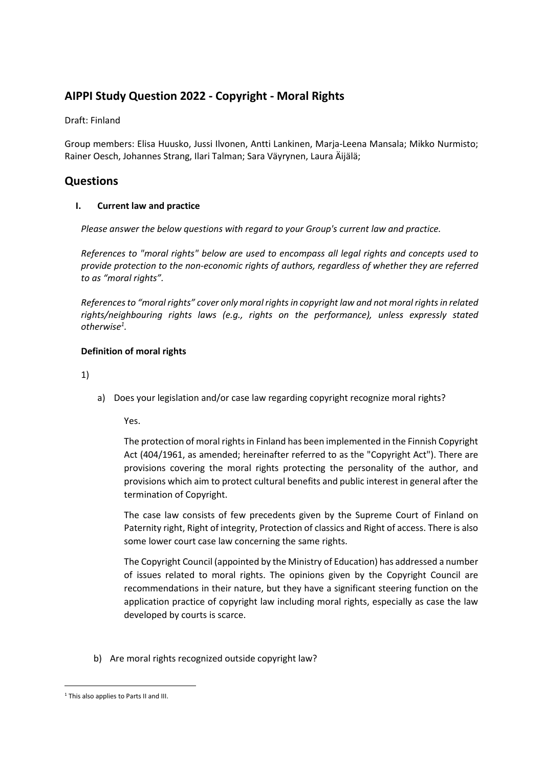## AIPPI Study Question 2022 - Copyright - Moral Rights

Draft: Finland

Group members: Elisa Huusko, Jussi Ilvonen, Antti Lankinen, Marja-Leena Mansala; Mikko Nurmisto; Rainer Oesch, Johannes Strang, Ilari Talman; Sara Väyrynen, Laura Äijälä;

# Questions

### I. Current law and practice

*Please answer the below questions with regard to your Group's current law and practice.*

*References to "moral rights" below are used to encompass all legal rights and concepts used to provide protection to the non-economic rights of authors, regardless of whether they are referred to as "moral rights".*

*References to "moral rights" cover only moral rights in copyright law and not moral rights in related rights/neighbouring rights laws (e.g., rights on the performance), unless expressly stated otherwise*[1]*.*

#### Definition of moral rights

1)

a) Does your legislation and/or case law regarding copyright recognize moral rights?

Yes.

The protection of moral rights in Finland has been implemented in the Finnish Copyright Act (404/1961, as amended; hereinafter referred to as the "Copyright Act"). There are provisions covering the moral rights protecting the personality of the author, and provisions which aim to protect cultural benefits and public interest in general after the termination of Copyright.

The case law consists of few precedents given by the Supreme Court of Finland on Paternity right, Right of integrity, Protection of classics and Right of access. There is also some lower court case law concerning the same rights.

The Copyright Council (appointed by the Ministry of Education) has addressed a number of issues related to moral rights. The opinions given by the Copyright Council are recommendations in their nature, but they have a significant steering function on the application practice of copyright law including moral rights, especially as case the law developed by courts is scarce.

b) Are moral rights recognized outside copyright law?

[1] This also applies to Parts II and III.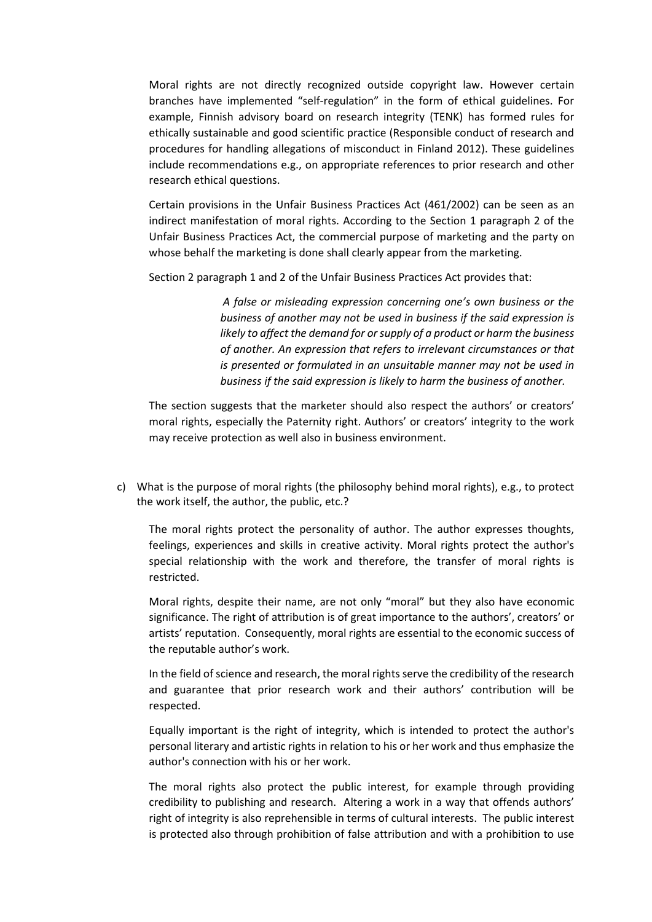Moral rights are not directly recognized outside copyright law. However certain branches have implemented "self-regulation" in the form of ethical guidelines. For example, Finnish advisory board on research integrity (TENK) has formed rules for ethically sustainable and good scientific practice (Responsible conduct of research and procedures for handling allegations of misconduct in Finland 2012). These guidelines include recommendations e.g., on appropriate references to prior research and other research ethical questions.

Certain provisions in the Unfair Business Practices Act (461/2002) can be seen as an indirect manifestation of moral rights. According to the Section 1 paragraph 2 of the Unfair Business Practices Act, the commercial purpose of marketing and the party on whose behalf the marketing is done shall clearly appear from the marketing.

Section 2 paragraph 1 and 2 of the Unfair Business Practices Act provides that:

> *A false or misleading expression concerning one's own business or the business of another may not be used in business if the said expression is likely to affect the demand for or supply of a product or harm the business of another. An expression that refers to irrelevant circumstances or that is presented or formulated in an unsuitable manner may not be used in business if the said expression is likely to harm the business of another.*

The section suggests that the marketer should also respect the authors' or creators' moral rights, especially the Paternity right. Authors' or creators' integrity to the work may receive protection as well also in business environment.

c) What is the purpose of moral rights (the philosophy behind moral rights), e.g., to protect the work itself, the author, the public, etc.?

The moral rights protect the personality of author. The author expresses thoughts, feelings, experiences and skills in creative activity. Moral rights protect the author's special relationship with the work and therefore, the transfer of moral rights is restricted.

Moral rights, despite their name, are not only "moral" but they also have economic significance. The right of attribution is of great importance to the authors', creators' or artists' reputation. Consequently, moral rights are essential to the economic success of the reputable author's work.

In the field of science and research, the moral rights serve the credibility of the research and guarantee that prior research work and their authors' contribution will be respected.

Equally important is the right of integrity, which is intended to protect the author's personal literary and artistic rights in relation to his or her work and thus emphasize the author's connection with his or her work.

The moral rights also protect the public interest, for example through providing credibility to publishing and research. Altering a work in a way that offends authors' right of integrity is also reprehensible in terms of cultural interests. The public interest is protected also through prohibition of false attribution and with a prohibition to use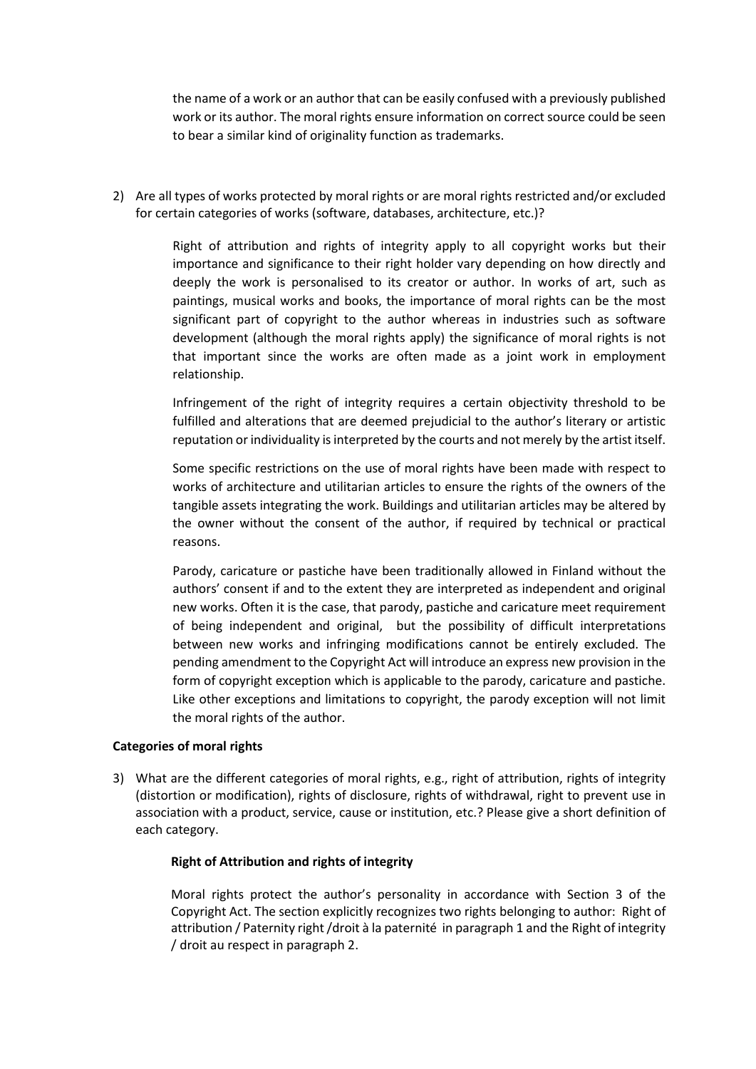the name of a work or an author that can be easily confused with a previously published work or its author. The moral rights ensure information on correct source could be seen to bear a similar kind of originality function as trademarks.

2) Are all types of works protected by moral rights or are moral rights restricted and/or excluded for certain categories of works (software, databases, architecture, etc.)?

   Right of attribution and rights of integrity apply to all copyright works but their importance and significance to their right holder vary depending on how directly and deeply the work is personalised to its creator or author. In works of art, such as paintings, musical works and books, the importance of moral rights can be the most significant part of copyright to the author whereas in industries such as software development (although the moral rights apply) the significance of moral rights is not that important since the works are often made as a joint work in employment relationship.

   Infringement of the right of integrity requires a certain objectivity threshold to be fulfilled and alterations that are deemed prejudicial to the author's literary or artistic reputation or individuality is interpreted by the courts and not merely by the artist itself.

   Some specific restrictions on the use of moral rights have been made with respect to works of architecture and utilitarian articles to ensure the rights of the owners of the tangible assets integrating the work. Buildings and utilitarian articles may be altered by the owner without the consent of the author, if required by technical or practical reasons.

   Parody, caricature or pastiche have been traditionally allowed in Finland without the authors' consent if and to the extent they are interpreted as independent and original new works. Often it is the case, that parody, pastiche and caricature meet requirement of being independent and original, but the possibility of difficult interpretations between new works and infringing modifications cannot be entirely excluded. The pending amendment to the Copyright Act will introduce an express new provision in the form of copyright exception which is applicable to the parody, caricature and pastiche. Like other exceptions and limitations to copyright, the parody exception will not limit the moral rights of the author.

**Categories of moral rights**

3) What are the different categories of moral rights, e.g., right of attribution, rights of integrity (distortion or modification), rights of disclosure, rights of withdrawal, right to prevent use in association with a product, service, cause or institution, etc.? Please give a short definition of each category.

   **Right of Attribution and rights of integrity**

   Moral rights protect the author's personality in accordance with Section 3 of the Copyright Act. The section explicitly recognizes two rights belonging to author: Right of attribution / Paternity right /droit à la paternité in paragraph 1 and the Right of integrity / droit au respect in paragraph 2.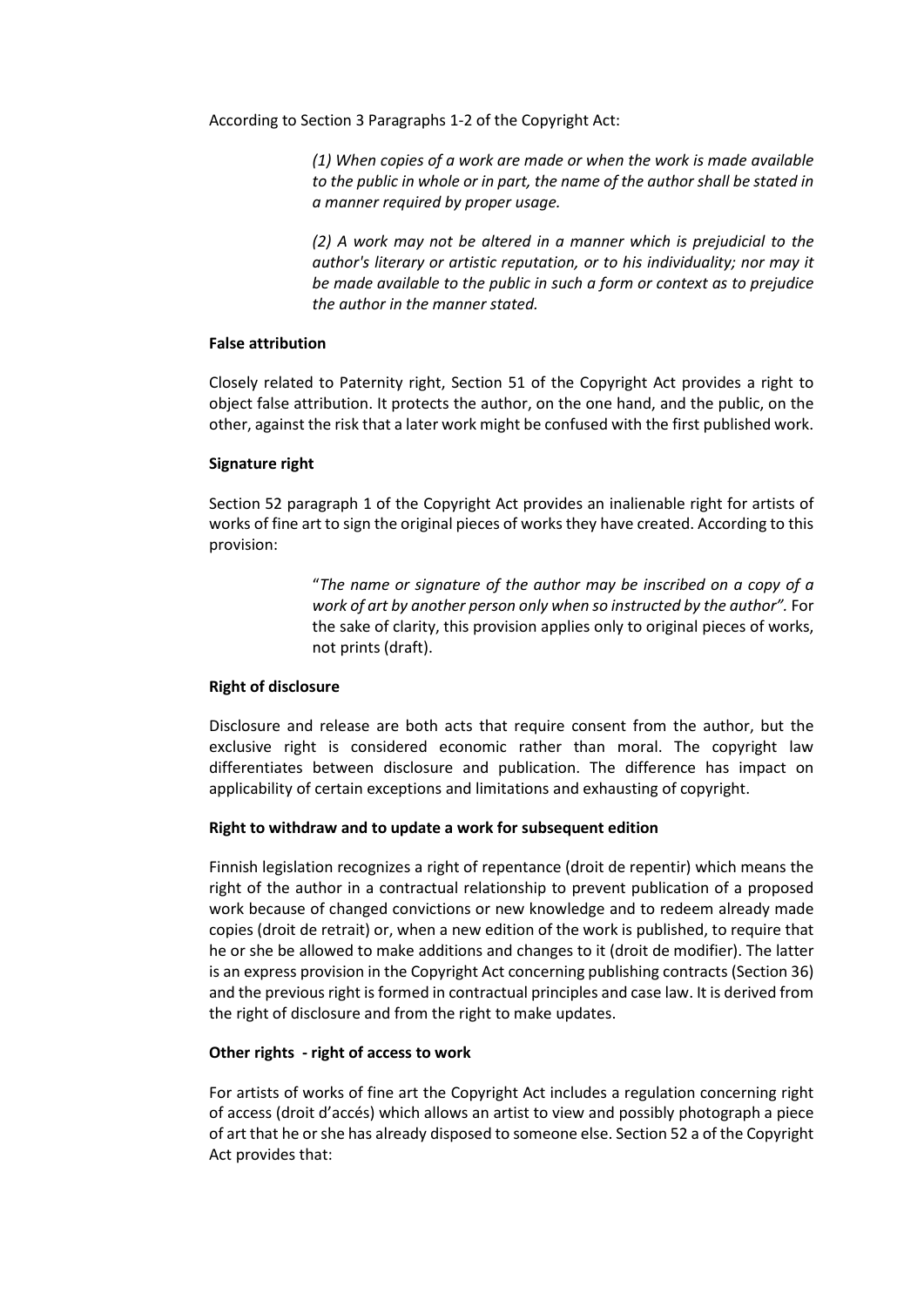According to Section 3 Paragraphs 1-2 of the Copyright Act:

> *(1) When copies of a work are made or when the work is made available to the public in whole or in part, the name of the author shall be stated in a manner required by proper usage.*
>
> *(2) A work may not be altered in a manner which is prejudicial to the author's literary or artistic reputation, or to his individuality; nor may it be made available to the public in such a form or context as to prejudice the author in the manner stated.*

**False attribution**

Closely related to Paternity right, Section 51 of the Copyright Act provides a right to object false attribution. It protects the author, on the one hand, and the public, on the other, against the risk that a later work might be confused with the first published work.

**Signature right**

Section 52 paragraph 1 of the Copyright Act provides an inalienable right for artists of works of fine art to sign the original pieces of works they have created. According to this provision:

> "*The name or signature of the author may be inscribed on a copy of a work of art by another person only when so instructed by the author".* For the sake of clarity, this provision applies only to original pieces of works, not prints (draft).

**Right of disclosure**

Disclosure and release are both acts that require consent from the author, but the exclusive right is considered economic rather than moral. The copyright law differentiates between disclosure and publication. The difference has impact on applicability of certain exceptions and limitations and exhausting of copyright.

**Right to withdraw and to update a work for subsequent edition**

Finnish legislation recognizes a right of repentance (droit de repentir) which means the right of the author in a contractual relationship to prevent publication of a proposed work because of changed convictions or new knowledge and to redeem already made copies (droit de retrait) or, when a new edition of the work is published, to require that he or she be allowed to make additions and changes to it (droit de modifier). The latter is an express provision in the Copyright Act concerning publishing contracts (Section 36) and the previous right is formed in contractual principles and case law. It is derived from the right of disclosure and from the right to make updates.

**Other rights - right of access to work**

For artists of works of fine art the Copyright Act includes a regulation concerning right of access (droit d'accés) which allows an artist to view and possibly photograph a piece of art that he or she has already disposed to someone else. Section 52 a of the Copyright Act provides that: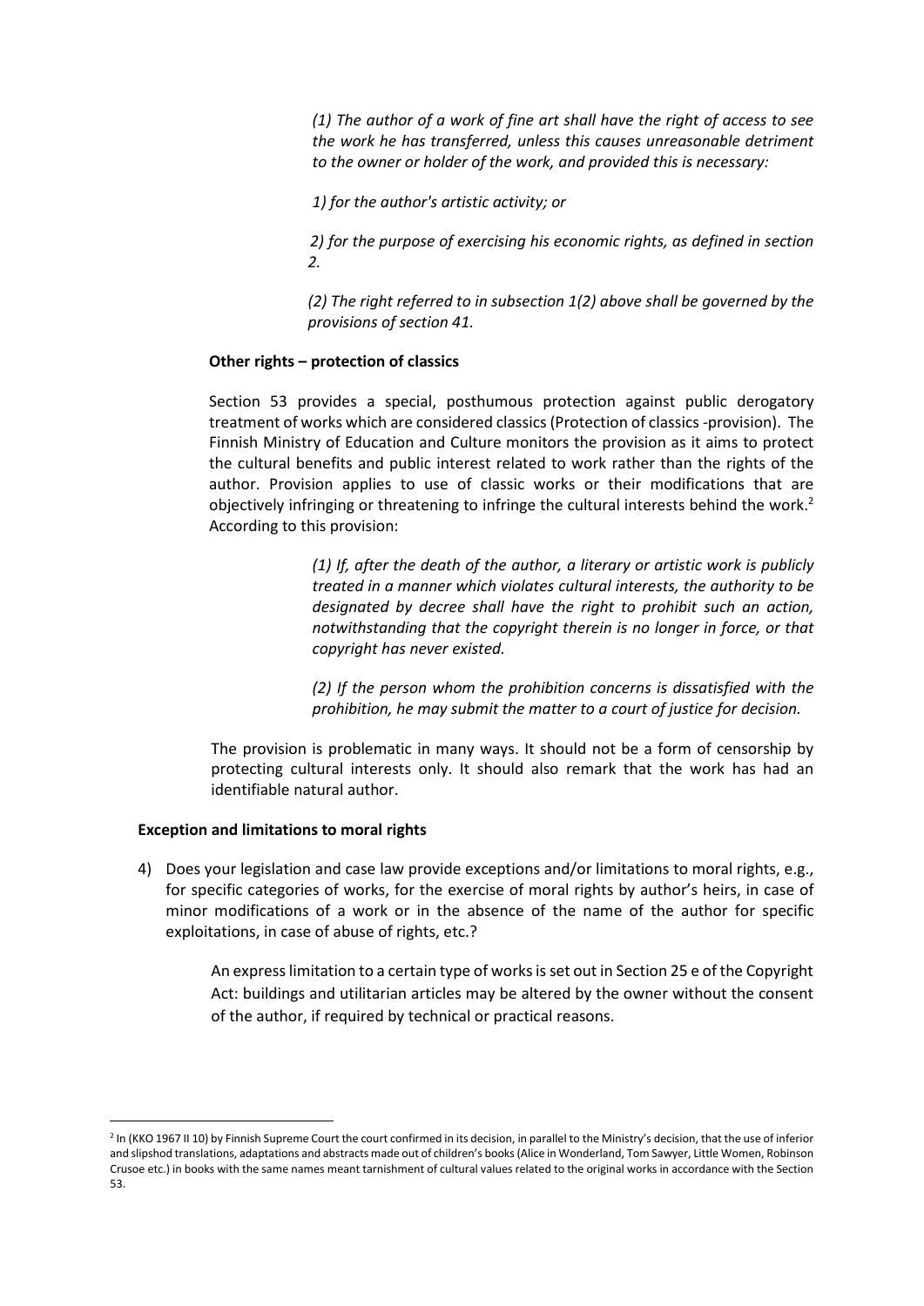> *(1) The author of a work of fine art shall have the right of access to see the work he has transferred, unless this causes unreasonable detriment to the owner or holder of the work, and provided this is necessary:*
>
> *1) for the author's artistic activity; or*
>
> *2) for the purpose of exercising his economic rights, as defined in section 2.*
>
> *(2) The right referred to in subsection 1(2) above shall be governed by the provisions of section 41.*

**Other rights – protection of classics**

Section 53 provides a special, posthumous protection against public derogatory treatment of works which are considered classics (Protection of classics -provision). The Finnish Ministry of Education and Culture monitors the provision as it aims to protect the cultural benefits and public interest related to work rather than the rights of the author. Provision applies to use of classic works or their modifications that are objectively infringing or threatening to infringe the cultural interests behind the work.[2] According to this provision:

> *(1) If, after the death of the author, a literary or artistic work is publicly treated in a manner which violates cultural interests, the authority to be designated by decree shall have the right to prohibit such an action, notwithstanding that the copyright therein is no longer in force, or that copyright has never existed.*
>
> *(2) If the person whom the prohibition concerns is dissatisfied with the prohibition, he may submit the matter to a court of justice for decision.*

The provision is problematic in many ways. It should not be a form of censorship by protecting cultural interests only. It should also remark that the work has had an identifiable natural author.

**Exception and limitations to moral rights**

4) Does your legislation and case law provide exceptions and/or limitations to moral rights, e.g., for specific categories of works, for the exercise of moral rights by author's heirs, in case of minor modifications of a work or in the absence of the name of the author for specific exploitations, in case of abuse of rights, etc.?

   An express limitation to a certain type of works is set out in Section 25 e of the Copyright Act: buildings and utilitarian articles may be altered by the owner without the consent of the author, if required by technical or practical reasons.

---

[2] In (KKO 1967 II 10) by Finnish Supreme Court the court confirmed in its decision, in parallel to the Ministry's decision, that the use of inferior and slipshod translations, adaptations and abstracts made out of children's books (Alice in Wonderland, Tom Sawyer, Little Women, Robinson Crusoe etc.) in books with the same names meant tarnishment of cultural values related to the original works in accordance with the Section 53.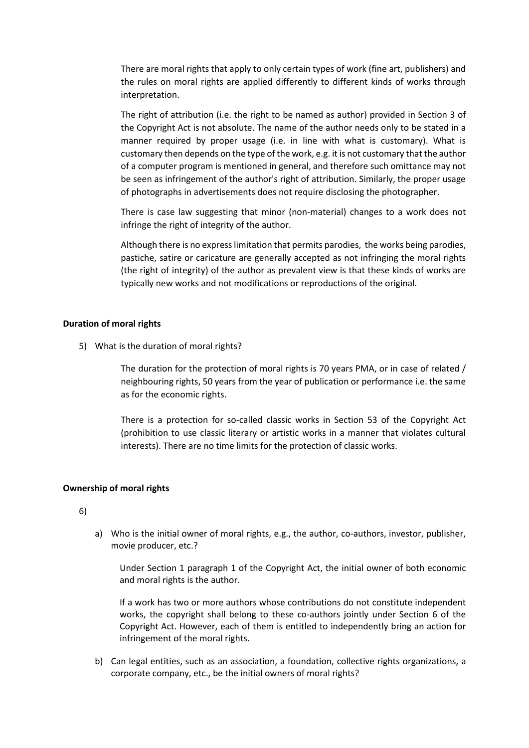There are moral rights that apply to only certain types of work (fine art, publishers) and the rules on moral rights are applied differently to different kinds of works through interpretation.

The right of attribution (i.e. the right to be named as author) provided in Section 3 of the Copyright Act is not absolute. The name of the author needs only to be stated in a manner required by proper usage (i.e. in line with what is customary). What is customary then depends on the type of the work, e.g. it is not customary that the author of a computer program is mentioned in general, and therefore such omittance may not be seen as infringement of the author's right of attribution. Similarly, the proper usage of photographs in advertisements does not require disclosing the photographer.

There is case law suggesting that minor (non-material) changes to a work does not infringe the right of integrity of the author.

Although there is no express limitation that permits parodies, the works being parodies, pastiche, satire or caricature are generally accepted as not infringing the moral rights (the right of integrity) of the author as prevalent view is that these kinds of works are typically new works and not modifications or reproductions of the original.

**Duration of moral rights**

5) What is the duration of moral rights?

The duration for the protection of moral rights is 70 years PMA, or in case of related / neighbouring rights, 50 years from the year of publication or performance i.e. the same as for the economic rights.

There is a protection for so-called classic works in Section 53 of the Copyright Act (prohibition to use classic literary or artistic works in a manner that violates cultural interests). There are no time limits for the protection of classic works.

**Ownership of moral rights**

6)

a) Who is the initial owner of moral rights, e.g., the author, co-authors, investor, publisher, movie producer, etc.?

Under Section 1 paragraph 1 of the Copyright Act, the initial owner of both economic and moral rights is the author.

If a work has two or more authors whose contributions do not constitute independent works, the copyright shall belong to these co-authors jointly under Section 6 of the Copyright Act. However, each of them is entitled to independently bring an action for infringement of the moral rights.

b) Can legal entities, such as an association, a foundation, collective rights organizations, a corporate company, etc., be the initial owners of moral rights?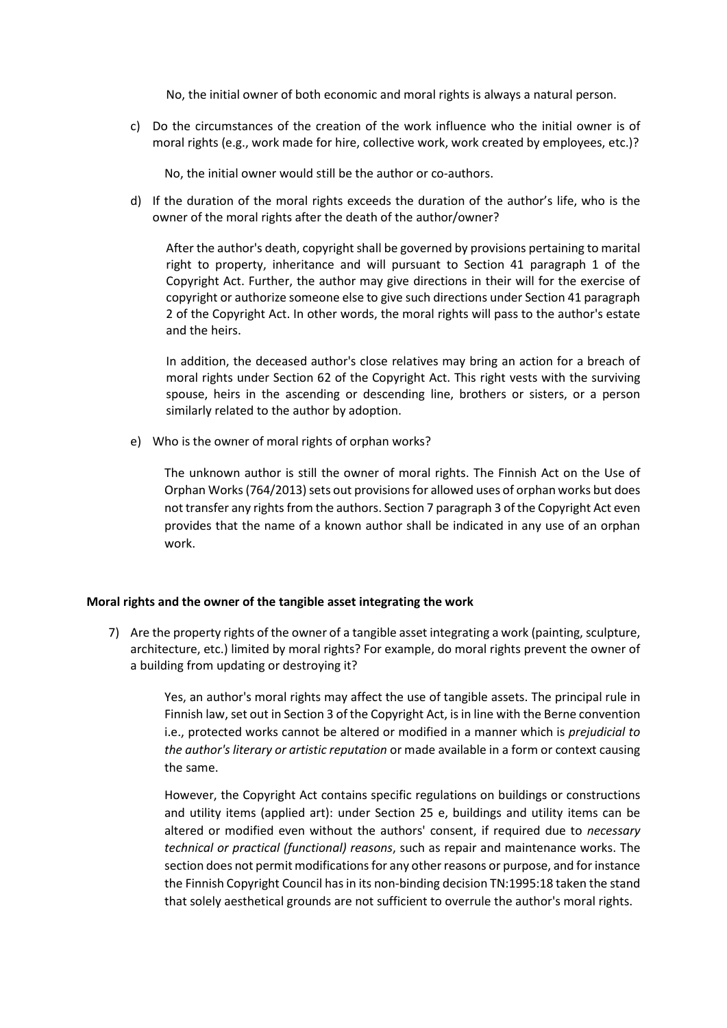No, the initial owner of both economic and moral rights is always a natural person.

c) Do the circumstances of the creation of the work influence who the initial owner is of moral rights (e.g., work made for hire, collective work, work created by employees, etc.)?

   No, the initial owner would still be the author or co-authors.

d) If the duration of the moral rights exceeds the duration of the author's life, who is the owner of the moral rights after the death of the author/owner?

   After the author's death, copyright shall be governed by provisions pertaining to marital right to property, inheritance and will pursuant to Section 41 paragraph 1 of the Copyright Act. Further, the author may give directions in their will for the exercise of copyright or authorize someone else to give such directions under Section 41 paragraph 2 of the Copyright Act. In other words, the moral rights will pass to the author's estate and the heirs.

   In addition, the deceased author's close relatives may bring an action for a breach of moral rights under Section 62 of the Copyright Act. This right vests with the surviving spouse, heirs in the ascending or descending line, brothers or sisters, or a person similarly related to the author by adoption.

e) Who is the owner of moral rights of orphan works?

   The unknown author is still the owner of moral rights. The Finnish Act on the Use of Orphan Works (764/2013) sets out provisions for allowed uses of orphan works but does not transfer any rights from the authors. Section 7 paragraph 3 of the Copyright Act even provides that the name of a known author shall be indicated in any use of an orphan work.

**Moral rights and the owner of the tangible asset integrating the work**

7) Are the property rights of the owner of a tangible asset integrating a work (painting, sculpture, architecture, etc.) limited by moral rights? For example, do moral rights prevent the owner of a building from updating or destroying it?

   Yes, an author's moral rights may affect the use of tangible assets. The principal rule in Finnish law, set out in Section 3 of the Copyright Act, is in line with the Berne convention i.e., protected works cannot be altered or modified in a manner which is *prejudicial to the author's literary or artistic reputation* or made available in a form or context causing the same.

   However, the Copyright Act contains specific regulations on buildings or constructions and utility items (applied art): under Section 25 e, buildings and utility items can be altered or modified even without the authors' consent, if required due to *necessary technical or practical (functional) reasons*, such as repair and maintenance works. The section does not permit modifications for any other reasons or purpose, and for instance the Finnish Copyright Council has in its non-binding decision TN:1995:18 taken the stand that solely aesthetical grounds are not sufficient to overrule the author's moral rights.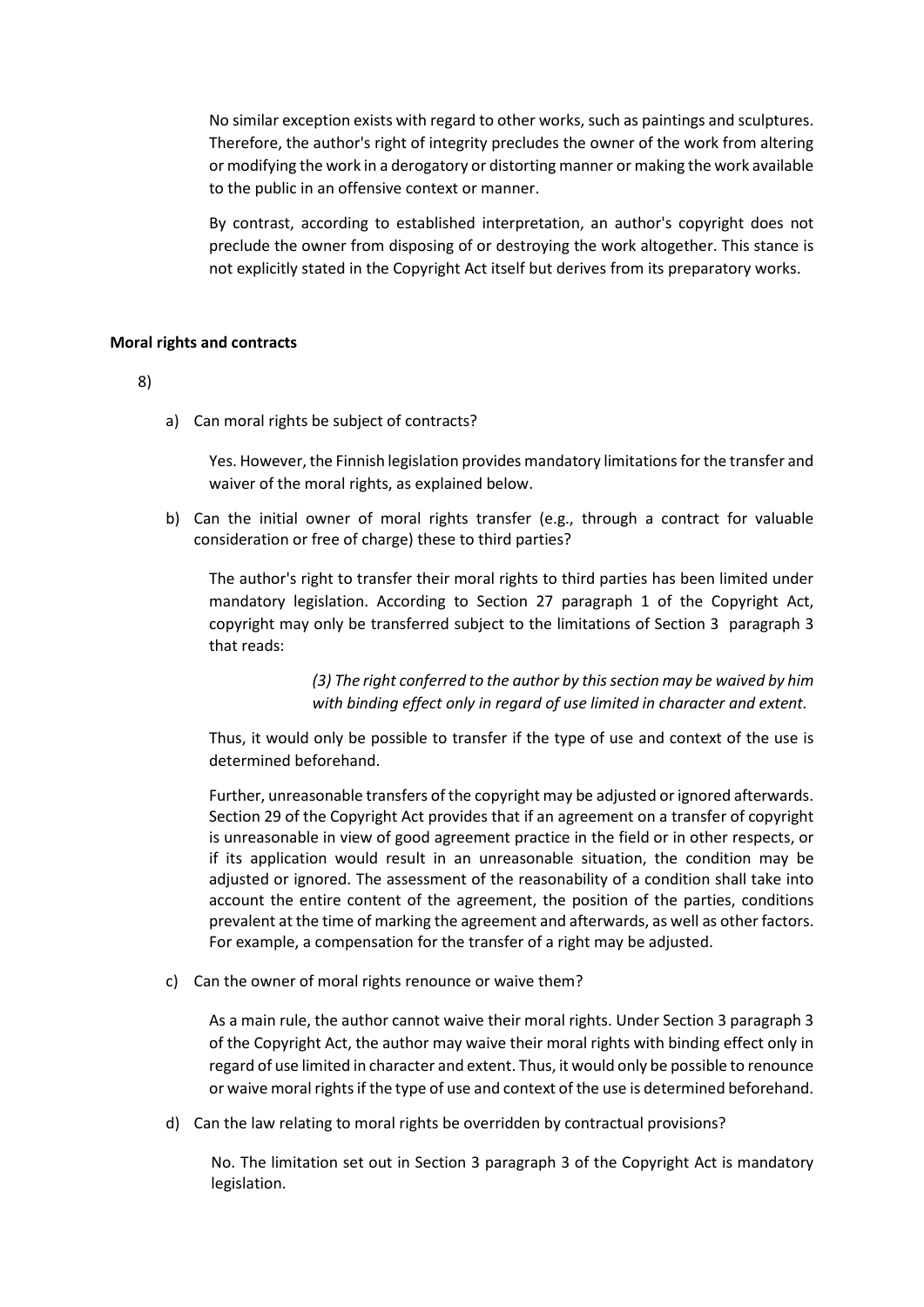No similar exception exists with regard to other works, such as paintings and sculptures. Therefore, the author's right of integrity precludes the owner of the work from altering or modifying the work in a derogatory or distorting manner or making the work available to the public in an offensive context or manner.

By contrast, according to established interpretation, an author's copyright does not preclude the owner from disposing of or destroying the work altogether. This stance is not explicitly stated in the Copyright Act itself but derives from its preparatory works.

**Moral rights and contracts**

8)

a) Can moral rights be subject of contracts?

   Yes. However, the Finnish legislation provides mandatory limitations for the transfer and waiver of the moral rights, as explained below.

b) Can the initial owner of moral rights transfer (e.g., through a contract for valuable consideration or free of charge) these to third parties?

   The author's right to transfer their moral rights to third parties has been limited under mandatory legislation. According to Section 27 paragraph 1 of the Copyright Act, copyright may only be transferred subject to the limitations of Section 3 paragraph 3 that reads:

   > *(3) The right conferred to the author by this section may be waived by him with binding effect only in regard of use limited in character and extent.*

   Thus, it would only be possible to transfer if the type of use and context of the use is determined beforehand.

   Further, unreasonable transfers of the copyright may be adjusted or ignored afterwards. Section 29 of the Copyright Act provides that if an agreement on a transfer of copyright is unreasonable in view of good agreement practice in the field or in other respects, or if its application would result in an unreasonable situation, the condition may be adjusted or ignored. The assessment of the reasonability of a condition shall take into account the entire content of the agreement, the position of the parties, conditions prevalent at the time of marking the agreement and afterwards, as well as other factors. For example, a compensation for the transfer of a right may be adjusted.

c) Can the owner of moral rights renounce or waive them?

   As a main rule, the author cannot waive their moral rights. Under Section 3 paragraph 3 of the Copyright Act, the author may waive their moral rights with binding effect only in regard of use limited in character and extent. Thus, it would only be possible to renounce or waive moral rights if the type of use and context of the use is determined beforehand.

d) Can the law relating to moral rights be overridden by contractual provisions?

   No. The limitation set out in Section 3 paragraph 3 of the Copyright Act is mandatory legislation.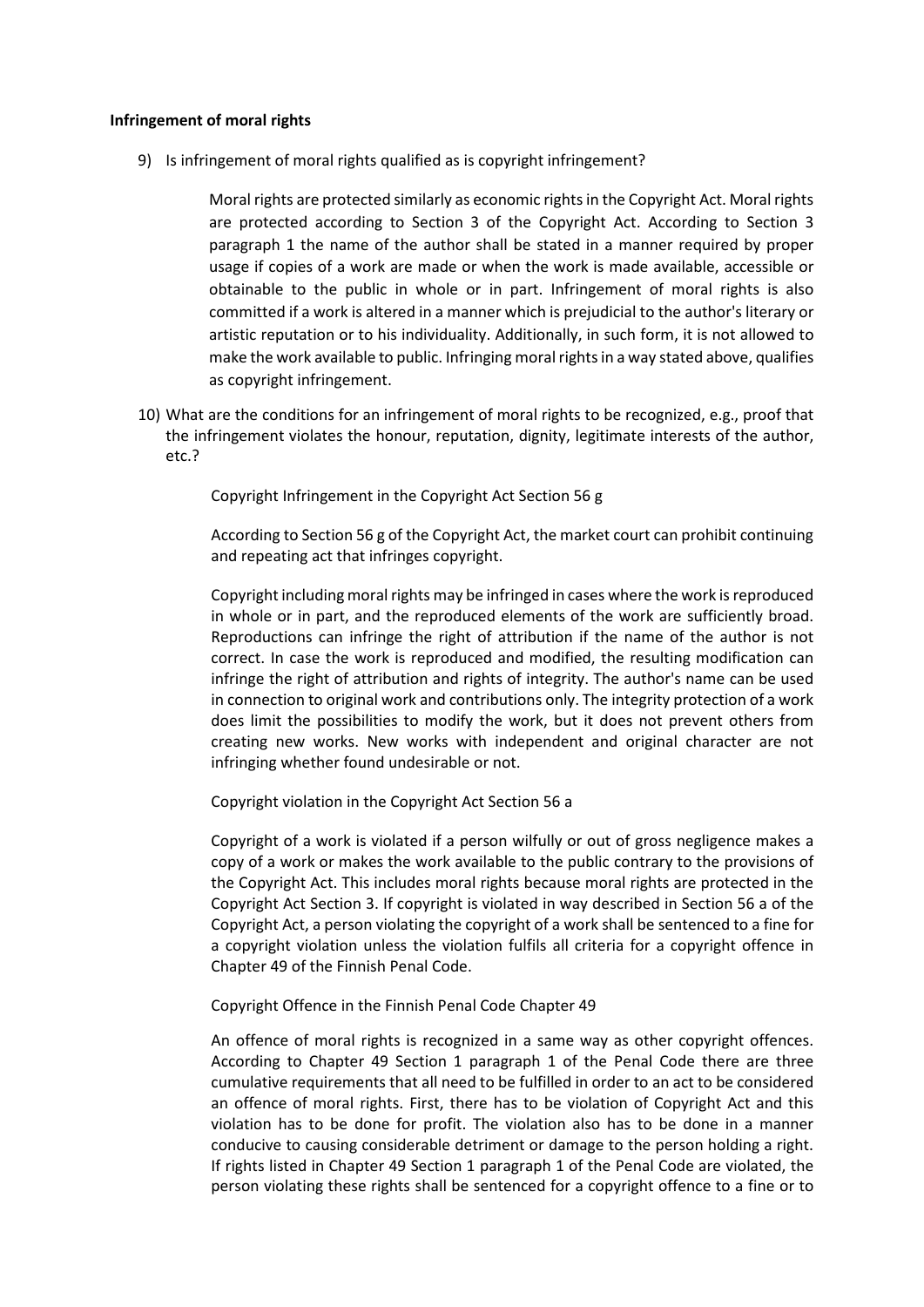**Infringement of moral rights**

9) Is infringement of moral rights qualified as is copyright infringement?

   Moral rights are protected similarly as economic rights in the Copyright Act. Moral rights are protected according to Section 3 of the Copyright Act. According to Section 3 paragraph 1 the name of the author shall be stated in a manner required by proper usage if copies of a work are made or when the work is made available, accessible or obtainable to the public in whole or in part. Infringement of moral rights is also committed if a work is altered in a manner which is prejudicial to the author's literary or artistic reputation or to his individuality. Additionally, in such form, it is not allowed to make the work available to public. Infringing moral rights in a way stated above, qualifies as copyright infringement.

10) What are the conditions for an infringement of moral rights to be recognized, e.g., proof that the infringement violates the honour, reputation, dignity, legitimate interests of the author, etc.?

   Copyright Infringement in the Copyright Act Section 56 g

   According to Section 56 g of the Copyright Act, the market court can prohibit continuing and repeating act that infringes copyright.

   Copyright including moral rights may be infringed in cases where the work is reproduced in whole or in part, and the reproduced elements of the work are sufficiently broad. Reproductions can infringe the right of attribution if the name of the author is not correct. In case the work is reproduced and modified, the resulting modification can infringe the right of attribution and rights of integrity. The author's name can be used in connection to original work and contributions only. The integrity protection of a work does limit the possibilities to modify the work, but it does not prevent others from creating new works. New works with independent and original character are not infringing whether found undesirable or not.

   Copyright violation in the Copyright Act Section 56 a

   Copyright of a work is violated if a person wilfully or out of gross negligence makes a copy of a work or makes the work available to the public contrary to the provisions of the Copyright Act. This includes moral rights because moral rights are protected in the Copyright Act Section 3. If copyright is violated in way described in Section 56 a of the Copyright Act, a person violating the copyright of a work shall be sentenced to a fine for a copyright violation unless the violation fulfils all criteria for a copyright offence in Chapter 49 of the Finnish Penal Code.

   Copyright Offence in the Finnish Penal Code Chapter 49

   An offence of moral rights is recognized in a same way as other copyright offences. According to Chapter 49 Section 1 paragraph 1 of the Penal Code there are three cumulative requirements that all need to be fulfilled in order to an act to be considered an offence of moral rights. First, there has to be violation of Copyright Act and this violation has to be done for profit. The violation also has to be done in a manner conducive to causing considerable detriment or damage to the person holding a right. If rights listed in Chapter 49 Section 1 paragraph 1 of the Penal Code are violated, the person violating these rights shall be sentenced for a copyright offence to a fine or to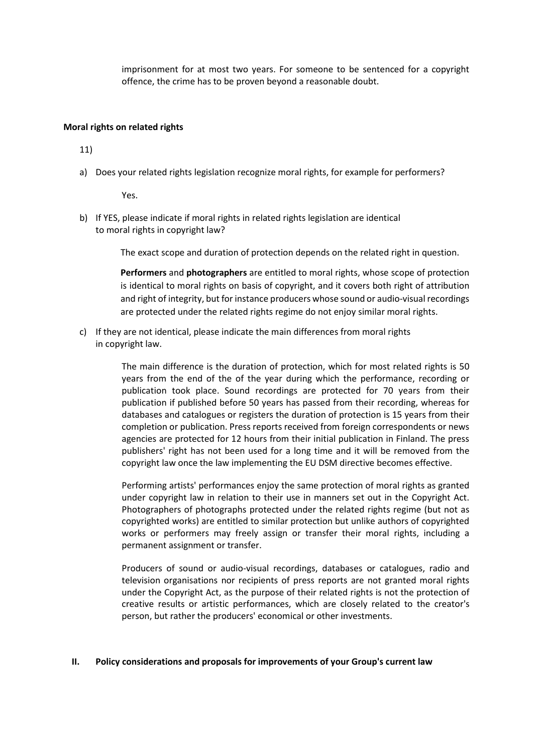imprisonment for at most two years. For someone to be sentenced for a copyright offence, the crime has to be proven beyond a reasonable doubt.

**Moral rights on related rights**

11)

a) Does your related rights legislation recognize moral rights, for example for performers?

Yes.

b) If YES, please indicate if moral rights in related rights legislation are identical to moral rights in copyright law?

The exact scope and duration of protection depends on the related right in question.

**Performers** and **photographers** are entitled to moral rights, whose scope of protection is identical to moral rights on basis of copyright, and it covers both right of attribution and right of integrity, but for instance producers whose sound or audio-visual recordings are protected under the related rights regime do not enjoy similar moral rights.

c) If they are not identical, please indicate the main differences from moral rights in copyright law.

The main difference is the duration of protection, which for most related rights is 50 years from the end of the of the year during which the performance, recording or publication took place. Sound recordings are protected for 70 years from their publication if published before 50 years has passed from their recording, whereas for databases and catalogues or registers the duration of protection is 15 years from their completion or publication. Press reports received from foreign correspondents or news agencies are protected for 12 hours from their initial publication in Finland. The press publishers' right has not been used for a long time and it will be removed from the copyright law once the law implementing the EU DSM directive becomes effective.

Performing artists' performances enjoy the same protection of moral rights as granted under copyright law in relation to their use in manners set out in the Copyright Act. Photographers of photographs protected under the related rights regime (but not as copyrighted works) are entitled to similar protection but unlike authors of copyrighted works or performers may freely assign or transfer their moral rights, including a permanent assignment or transfer.

Producers of sound or audio-visual recordings, databases or catalogues, radio and television organisations nor recipients of press reports are not granted moral rights under the Copyright Act, as the purpose of their related rights is not the protection of creative results or artistic performances, which are closely related to the creator's person, but rather the producers' economical or other investments.

## II. Policy considerations and proposals for improvements of your Group's current law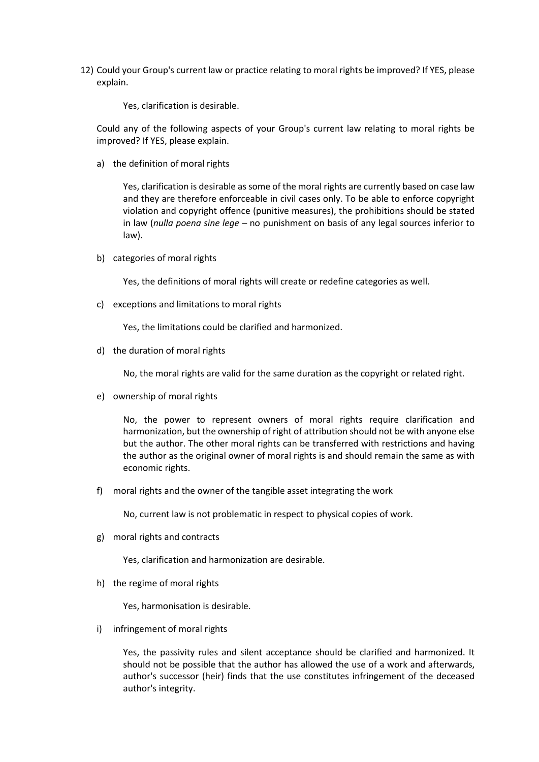12) Could your Group's current law or practice relating to moral rights be improved? If YES, please explain.

    Yes, clarification is desirable.

    Could any of the following aspects of your Group's current law relating to moral rights be improved? If YES, please explain.

    a) the definition of moral rights

        Yes, clarification is desirable as some of the moral rights are currently based on case law and they are therefore enforceable in civil cases only. To be able to enforce copyright violation and copyright offence (punitive measures), the prohibitions should be stated in law (*nulla poena sine lege* – no punishment on basis of any legal sources inferior to law).

    b) categories of moral rights

        Yes, the definitions of moral rights will create or redefine categories as well.

    c) exceptions and limitations to moral rights

        Yes, the limitations could be clarified and harmonized.

    d) the duration of moral rights

        No, the moral rights are valid for the same duration as the copyright or related right.

    e) ownership of moral rights

        No, the power to represent owners of moral rights require clarification and harmonization, but the ownership of right of attribution should not be with anyone else but the author. The other moral rights can be transferred with restrictions and having the author as the original owner of moral rights is and should remain the same as with economic rights.

    f) moral rights and the owner of the tangible asset integrating the work

        No, current law is not problematic in respect to physical copies of work.

    g) moral rights and contracts

        Yes, clarification and harmonization are desirable.

    h) the regime of moral rights

        Yes, harmonisation is desirable.

    i) infringement of moral rights

        Yes, the passivity rules and silent acceptance should be clarified and harmonized. It should not be possible that the author has allowed the use of a work and afterwards, author's successor (heir) finds that the use constitutes infringement of the deceased author's integrity.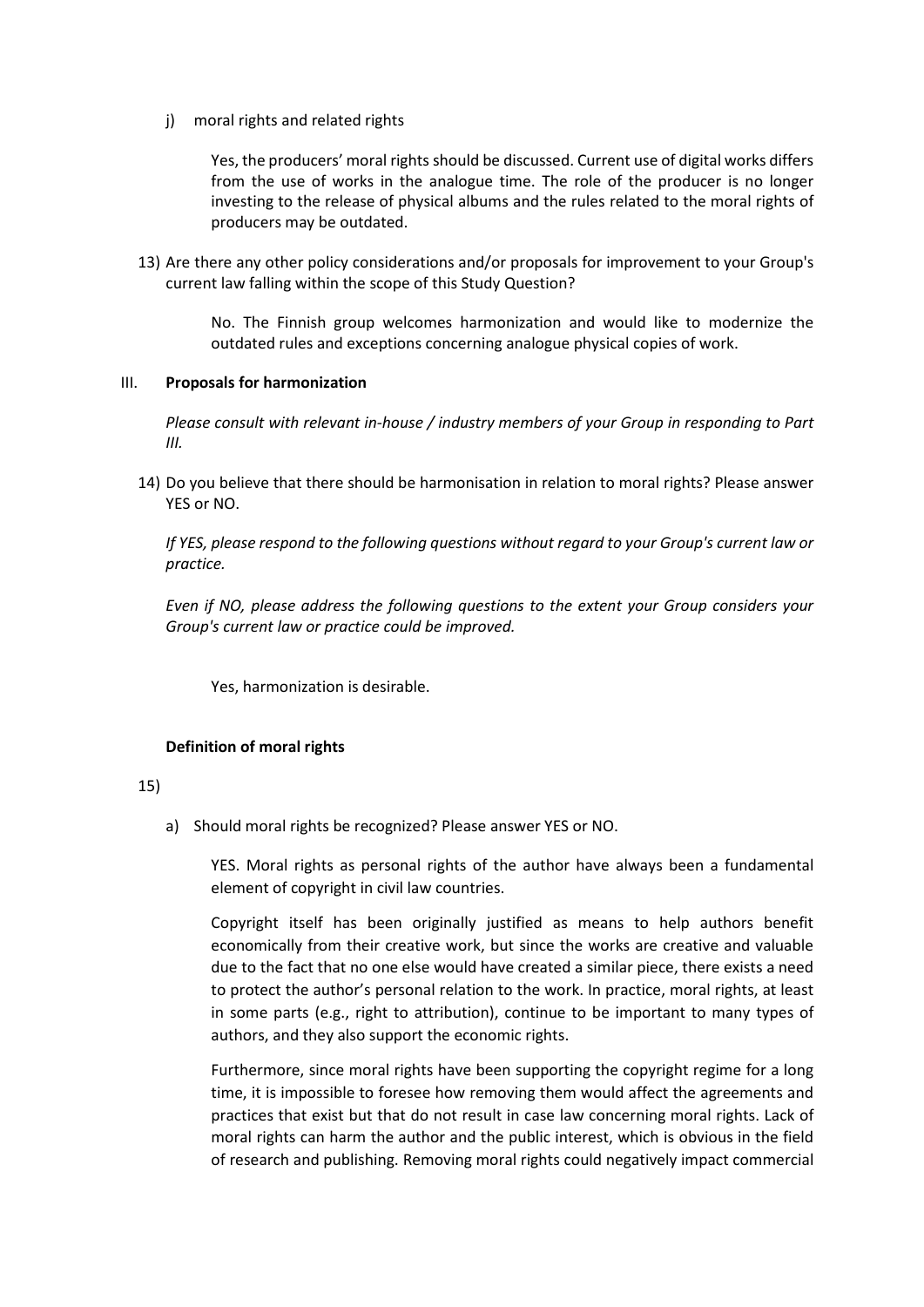j) moral rights and related rights

Yes, the producers' moral rights should be discussed. Current use of digital works differs from the use of works in the analogue time. The role of the producer is no longer investing to the release of physical albums and the rules related to the moral rights of producers may be outdated.

13) Are there any other policy considerations and/or proposals for improvement to your Group's current law falling within the scope of this Study Question?

No. The Finnish group welcomes harmonization and would like to modernize the outdated rules and exceptions concerning analogue physical copies of work.

## III. Proposals for harmonization

*Please consult with relevant in-house / industry members of your Group in responding to Part III.*

14) Do you believe that there should be harmonisation in relation to moral rights? Please answer YES or NO.

*If YES, please respond to the following questions without regard to your Group's current law or practice.*

*Even if NO, please address the following questions to the extent your Group considers your Group's current law or practice could be improved.*

Yes, harmonization is desirable.

### Definition of moral rights

15)

a) Should moral rights be recognized? Please answer YES or NO.

YES. Moral rights as personal rights of the author have always been a fundamental element of copyright in civil law countries.

Copyright itself has been originally justified as means to help authors benefit economically from their creative work, but since the works are creative and valuable due to the fact that no one else would have created a similar piece, there exists a need to protect the author's personal relation to the work. In practice, moral rights, at least in some parts (e.g., right to attribution), continue to be important to many types of authors, and they also support the economic rights.

Furthermore, since moral rights have been supporting the copyright regime for a long time, it is impossible to foresee how removing them would affect the agreements and practices that exist but that do not result in case law concerning moral rights. Lack of moral rights can harm the author and the public interest, which is obvious in the field of research and publishing. Removing moral rights could negatively impact commercial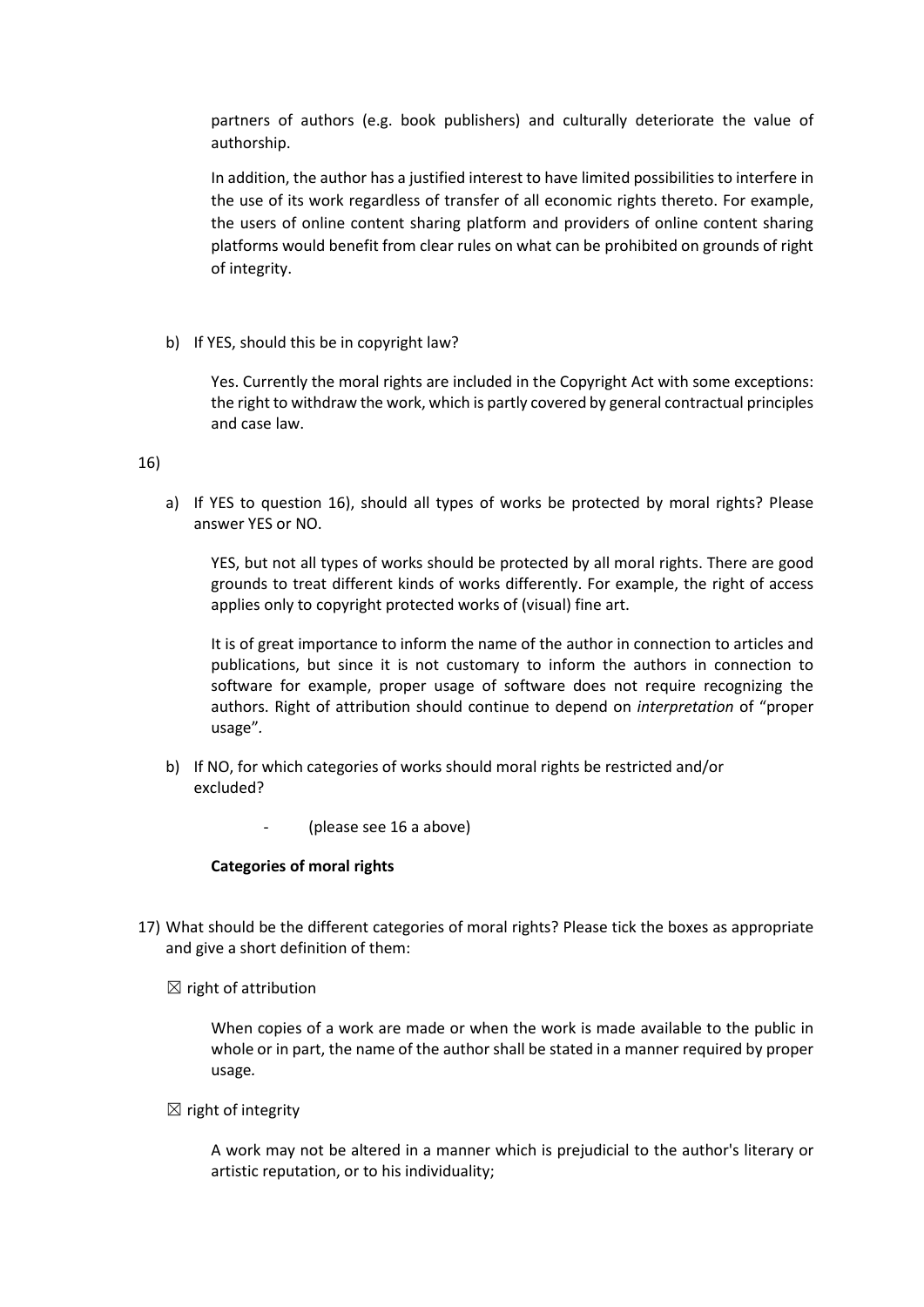partners of authors (e.g. book publishers) and culturally deteriorate the value of authorship.

In addition, the author has a justified interest to have limited possibilities to interfere in the use of its work regardless of transfer of all economic rights thereto. For example, the users of online content sharing platform and providers of online content sharing platforms would benefit from clear rules on what can be prohibited on grounds of right of integrity.

b) If YES, should this be in copyright law?

Yes. Currently the moral rights are included in the Copyright Act with some exceptions: the right to withdraw the work, which is partly covered by general contractual principles and case law.

16)

a) If YES to question 16), should all types of works be protected by moral rights? Please answer YES or NO.

YES, but not all types of works should be protected by all moral rights. There are good grounds to treat different kinds of works differently. For example, the right of access applies only to copyright protected works of (visual) fine art.

It is of great importance to inform the name of the author in connection to articles and publications, but since it is not customary to inform the authors in connection to software for example, proper usage of software does not require recognizing the authors. Right of attribution should continue to depend on *interpretation* of "proper usage".

b) If NO, for which categories of works should moral rights be restricted and/or excluded?

- (please see 16 a above)

**Categories of moral rights**

17) What should be the different categories of moral rights? Please tick the boxes as appropriate and give a short definition of them:

☒ right of attribution

When copies of a work are made or when the work is made available to the public in whole or in part, the name of the author shall be stated in a manner required by proper usage.

☒ right of integrity

A work may not be altered in a manner which is prejudicial to the author's literary or artistic reputation, or to his individuality;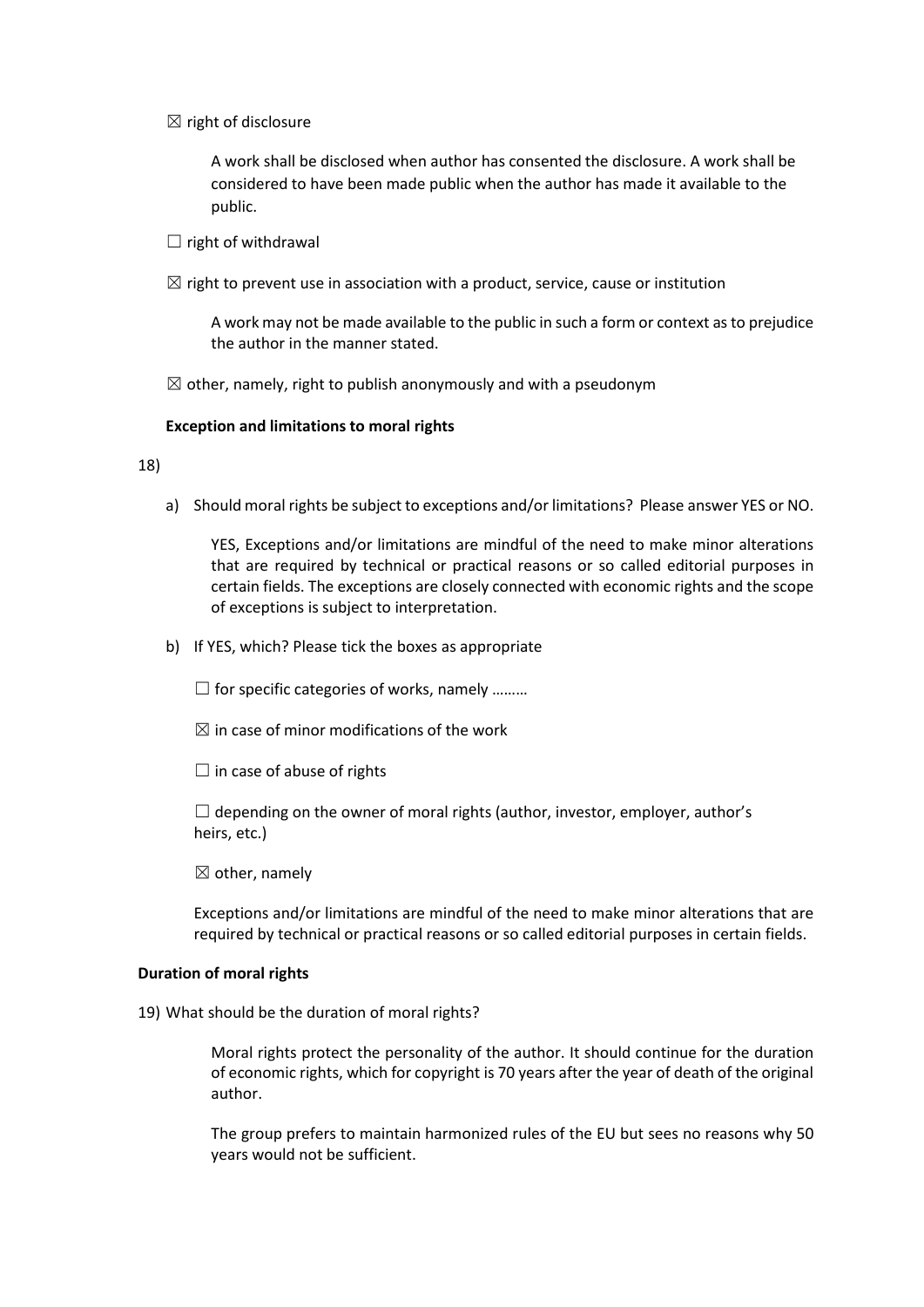☒ right of disclosure

A work shall be disclosed when author has consented the disclosure. A work shall be considered to have been made public when the author has made it available to the public.

☐ right of withdrawal

☒ right to prevent use in association with a product, service, cause or institution

A work may not be made available to the public in such a form or context as to prejudice the author in the manner stated.

☒ other, namely, right to publish anonymously and with a pseudonym

**Exception and limitations to moral rights**

18)

a) Should moral rights be subject to exceptions and/or limitations? Please answer YES or NO.

   YES, Exceptions and/or limitations are mindful of the need to make minor alterations that are required by technical or practical reasons or so called editorial purposes in certain fields. The exceptions are closely connected with economic rights and the scope of exceptions is subject to interpretation.

b) If YES, which? Please tick the boxes as appropriate

   ☐ for specific categories of works, namely .........

   ☒ in case of minor modifications of the work

   ☐ in case of abuse of rights

   ☐ depending on the owner of moral rights (author, investor, employer, author's heirs, etc.)

   ☒ other, namely

   Exceptions and/or limitations are mindful of the need to make minor alterations that are required by technical or practical reasons or so called editorial purposes in certain fields.

**Duration of moral rights**

19) What should be the duration of moral rights?

   Moral rights protect the personality of the author. It should continue for the duration of economic rights, which for copyright is 70 years after the year of death of the original author.

   The group prefers to maintain harmonized rules of the EU but sees no reasons why 50 years would not be sufficient.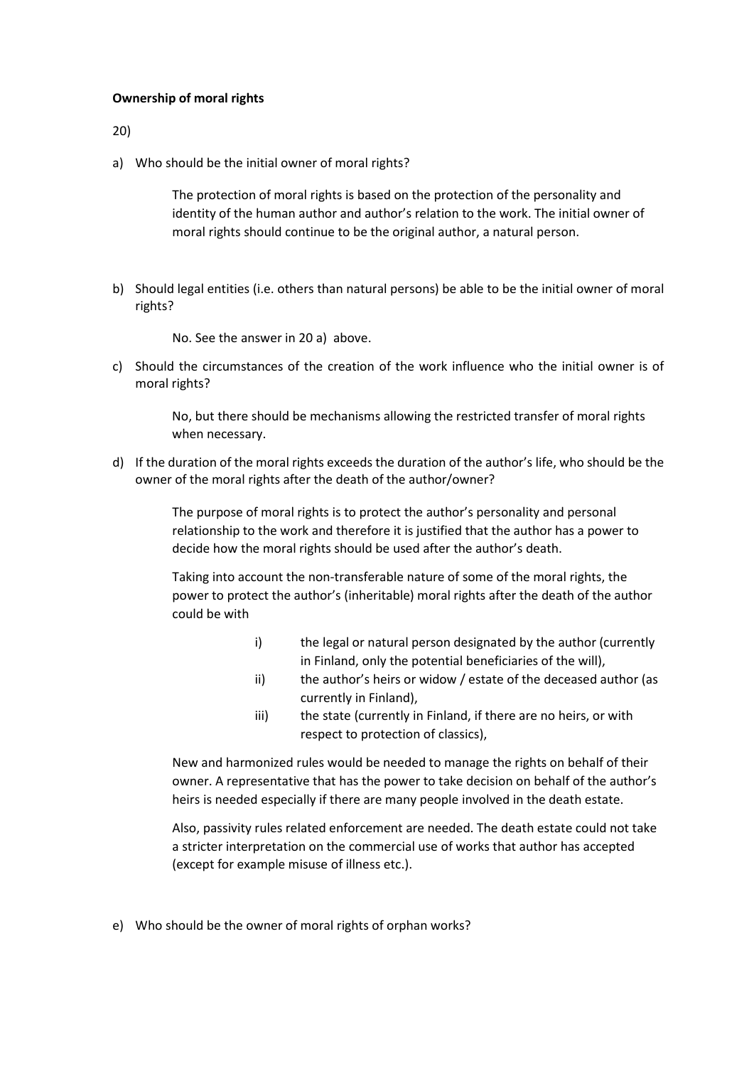**Ownership of moral rights**

20)

a) Who should be the initial owner of moral rights?

The protection of moral rights is based on the protection of the personality and identity of the human author and author's relation to the work. The initial owner of moral rights should continue to be the original author, a natural person.

b) Should legal entities (i.e. others than natural persons) be able to be the initial owner of moral rights?

No. See the answer in 20 a) above.

c) Should the circumstances of the creation of the work influence who the initial owner is of moral rights?

No, but there should be mechanisms allowing the restricted transfer of moral rights when necessary.

d) If the duration of the moral rights exceeds the duration of the author's life, who should be the owner of the moral rights after the death of the author/owner?

The purpose of moral rights is to protect the author's personality and personal relationship to the work and therefore it is justified that the author has a power to decide how the moral rights should be used after the author's death.

Taking into account the non-transferable nature of some of the moral rights, the power to protect the author's (inheritable) moral rights after the death of the author could be with

i) the legal or natural person designated by the author (currently in Finland, only the potential beneficiaries of the will),
ii) the author's heirs or widow / estate of the deceased author (as currently in Finland),
iii) the state (currently in Finland, if there are no heirs, or with respect to protection of classics),

New and harmonized rules would be needed to manage the rights on behalf of their owner. A representative that has the power to take decision on behalf of the author's heirs is needed especially if there are many people involved in the death estate.

Also, passivity rules related enforcement are needed. The death estate could not take a stricter interpretation on the commercial use of works that author has accepted (except for example misuse of illness etc.).

e) Who should be the owner of moral rights of orphan works?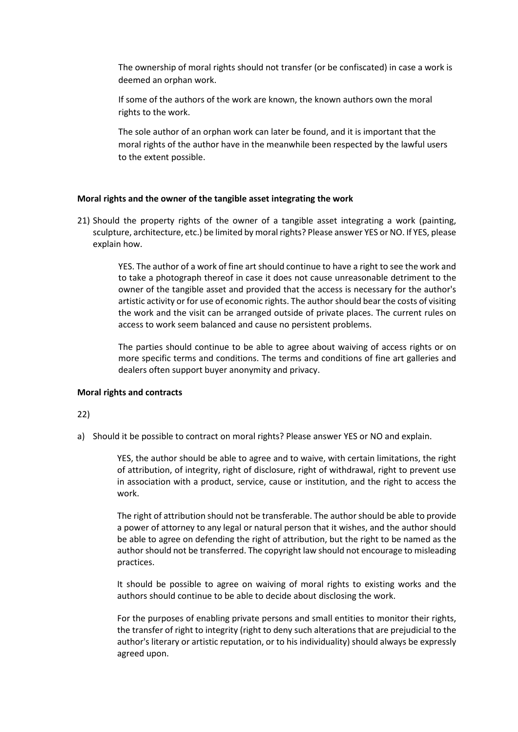The ownership of moral rights should not transfer (or be confiscated) in case a work is deemed an orphan work.

If some of the authors of the work are known, the known authors own the moral rights to the work.

The sole author of an orphan work can later be found, and it is important that the moral rights of the author have in the meanwhile been respected by the lawful users to the extent possible.

**Moral rights and the owner of the tangible asset integrating the work**

21) Should the property rights of the owner of a tangible asset integrating a work (painting, sculpture, architecture, etc.) be limited by moral rights? Please answer YES or NO. If YES, please explain how.

YES. The author of a work of fine art should continue to have a right to see the work and to take a photograph thereof in case it does not cause unreasonable detriment to the owner of the tangible asset and provided that the access is necessary for the author's artistic activity or for use of economic rights. The author should bear the costs of visiting the work and the visit can be arranged outside of private places. The current rules on access to work seem balanced and cause no persistent problems.

The parties should continue to be able to agree about waiving of access rights or on more specific terms and conditions. The terms and conditions of fine art galleries and dealers often support buyer anonymity and privacy.

**Moral rights and contracts**

22)

a) Should it be possible to contract on moral rights? Please answer YES or NO and explain.

YES, the author should be able to agree and to waive, with certain limitations, the right of attribution, of integrity, right of disclosure, right of withdrawal, right to prevent use in association with a product, service, cause or institution, and the right to access the work.

The right of attribution should not be transferable. The author should be able to provide a power of attorney to any legal or natural person that it wishes, and the author should be able to agree on defending the right of attribution, but the right to be named as the author should not be transferred. The copyright law should not encourage to misleading practices.

It should be possible to agree on waiving of moral rights to existing works and the authors should continue to be able to decide about disclosing the work.

For the purposes of enabling private persons and small entities to monitor their rights, the transfer of right to integrity (right to deny such alterations that are prejudicial to the author's literary or artistic reputation, or to his individuality) should always be expressly agreed upon.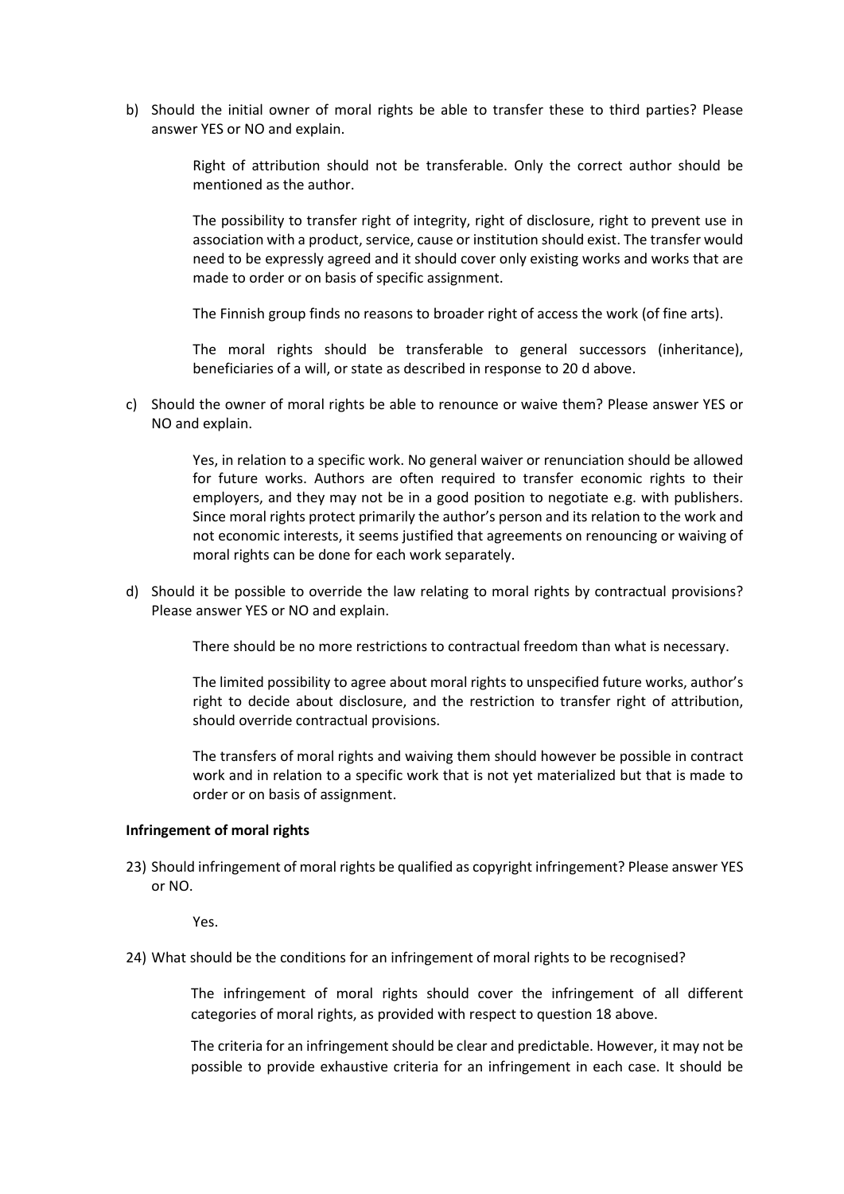b) Should the initial owner of moral rights be able to transfer these to third parties? Please answer YES or NO and explain.

   Right of attribution should not be transferable. Only the correct author should be mentioned as the author.

   The possibility to transfer right of integrity, right of disclosure, right to prevent use in association with a product, service, cause or institution should exist. The transfer would need to be expressly agreed and it should cover only existing works and works that are made to order or on basis of specific assignment.

   The Finnish group finds no reasons to broader right of access the work (of fine arts).

   The moral rights should be transferable to general successors (inheritance), beneficiaries of a will, or state as described in response to 20 d above.

c) Should the owner of moral rights be able to renounce or waive them? Please answer YES or NO and explain.

   Yes, in relation to a specific work. No general waiver or renunciation should be allowed for future works. Authors are often required to transfer economic rights to their employers, and they may not be in a good position to negotiate e.g. with publishers. Since moral rights protect primarily the author's person and its relation to the work and not economic interests, it seems justified that agreements on renouncing or waiving of moral rights can be done for each work separately.

d) Should it be possible to override the law relating to moral rights by contractual provisions? Please answer YES or NO and explain.

   There should be no more restrictions to contractual freedom than what is necessary.

   The limited possibility to agree about moral rights to unspecified future works, author's right to decide about disclosure, and the restriction to transfer right of attribution, should override contractual provisions.

   The transfers of moral rights and waiving them should however be possible in contract work and in relation to a specific work that is not yet materialized but that is made to order or on basis of assignment.

**Infringement of moral rights**

23) Should infringement of moral rights be qualified as copyright infringement? Please answer YES or NO.

    Yes.

24) What should be the conditions for an infringement of moral rights to be recognised?

    The infringement of moral rights should cover the infringement of all different categories of moral rights, as provided with respect to question 18 above.

    The criteria for an infringement should be clear and predictable. However, it may not be possible to provide exhaustive criteria for an infringement in each case. It should be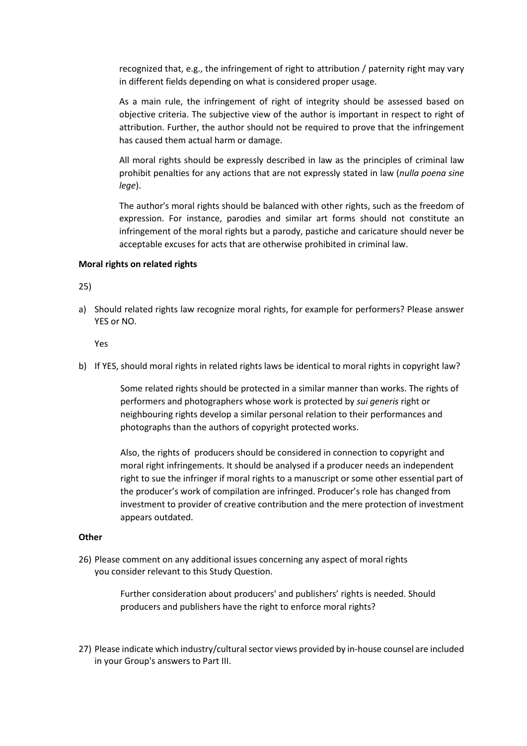recognized that, e.g., the infringement of right to attribution / paternity right may vary in different fields depending on what is considered proper usage.

As a main rule, the infringement of right of integrity should be assessed based on objective criteria. The subjective view of the author is important in respect to right of attribution. Further, the author should not be required to prove that the infringement has caused them actual harm or damage.

All moral rights should be expressly described in law as the principles of criminal law prohibit penalties for any actions that are not expressly stated in law (*nulla poena sine lege*).

The author's moral rights should be balanced with other rights, such as the freedom of expression. For instance, parodies and similar art forms should not constitute an infringement of the moral rights but a parody, pastiche and caricature should never be acceptable excuses for acts that are otherwise prohibited in criminal law.

**Moral rights on related rights**

25)

a) Should related rights law recognize moral rights, for example for performers? Please answer YES or NO.

   Yes

b) If YES, should moral rights in related rights laws be identical to moral rights in copyright law?

   Some related rights should be protected in a similar manner than works. The rights of performers and photographers whose work is protected by *sui generis* right or neighbouring rights develop a similar personal relation to their performances and photographs than the authors of copyright protected works.

   Also, the rights of producers should be considered in connection to copyright and moral right infringements. It should be analysed if a producer needs an independent right to sue the infringer if moral rights to a manuscript or some other essential part of the producer's work of compilation are infringed. Producer's role has changed from investment to provider of creative contribution and the mere protection of investment appears outdated.

**Other**

26) Please comment on any additional issues concerning any aspect of moral rights you consider relevant to this Study Question.

   Further consideration about producers' and publishers' rights is needed. Should producers and publishers have the right to enforce moral rights?

27) Please indicate which industry/cultural sector views provided by in-house counsel are included in your Group's answers to Part III.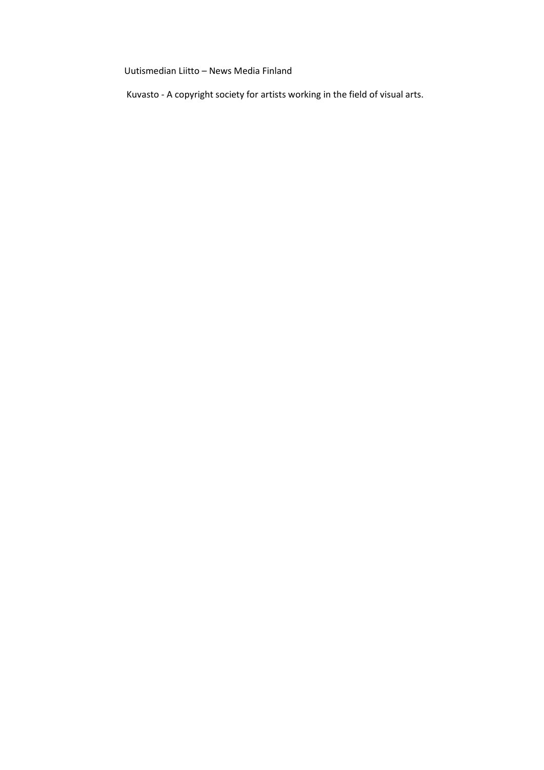Uutismedian Liitto – News Media Finland

Kuvasto - A copyright society for artists working in the field of visual arts.